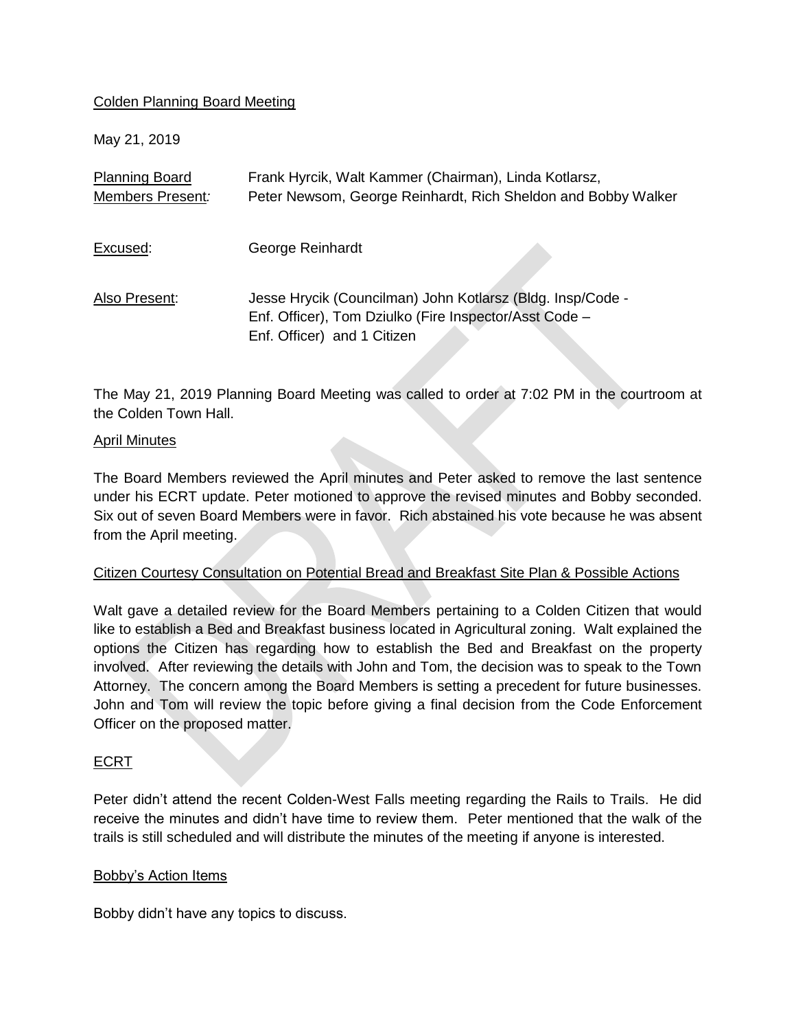Colden Planning Board Meeting

May 21, 2019

| | |
|---|---|
| Planning Board Members Present: | Frank Hyrcik, Walt Kammer (Chairman), Linda Kotlarsz, Peter Newsom, George Reinhardt, Rich Sheldon and Bobby Walker |
| Excused: | George Reinhardt |
| Also Present: | Jesse Hrycik (Councilman) John Kotlarsz (Bldg. Insp/Code - Enf. Officer), Tom Dziulko (Fire Inspector/Asst Code – Enf. Officer) and 1 Citizen |

The May 21, 2019 Planning Board Meeting was called to order at 7:02 PM in the courtroom at the Colden Town Hall.

April Minutes

The Board Members reviewed the April minutes and Peter asked to remove the last sentence under his ECRT update. Peter motioned to approve the revised minutes and Bobby seconded. Six out of seven Board Members were in favor. Rich abstained his vote because he was absent from the April meeting.

Citizen Courtesy Consultation on Potential Bread and Breakfast Site Plan & Possible Actions

Walt gave a detailed review for the Board Members pertaining to a Colden Citizen that would like to establish a Bed and Breakfast business located in Agricultural zoning. Walt explained the options the Citizen has regarding how to establish the Bed and Breakfast on the property involved. After reviewing the details with John and Tom, the decision was to speak to the Town Attorney. The concern among the Board Members is setting a precedent for future businesses. John and Tom will review the topic before giving a final decision from the Code Enforcement Officer on the proposed matter.

ECRT

Peter didn't attend the recent Colden-West Falls meeting regarding the Rails to Trails. He did receive the minutes and didn't have time to review them. Peter mentioned that the walk of the trails is still scheduled and will distribute the minutes of the meeting if anyone is interested.

Bobby's Action Items

Bobby didn't have any topics to discuss.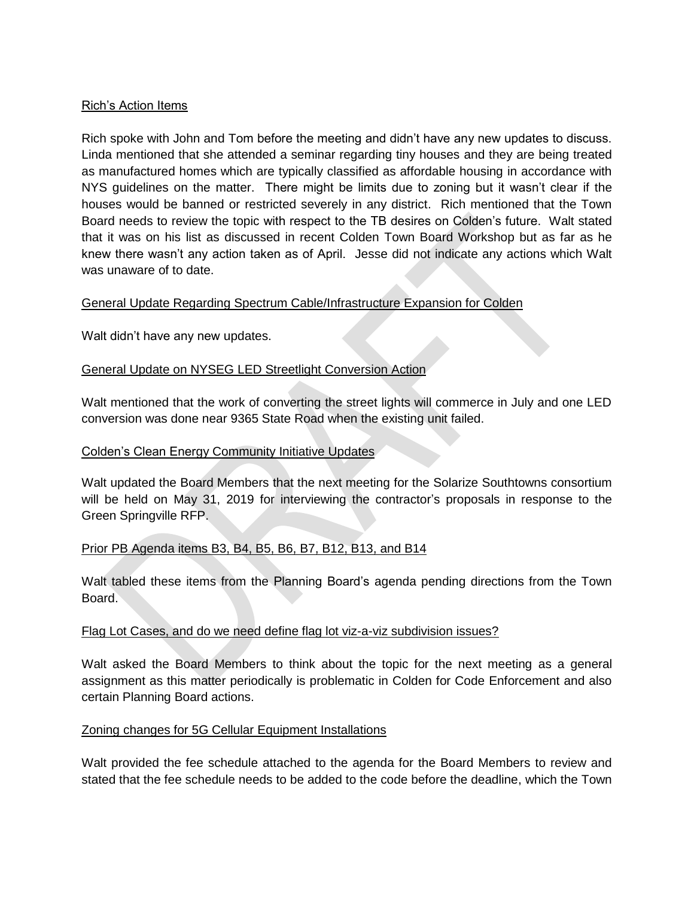Rich's Action Items

Rich spoke with John and Tom before the meeting and didn't have any new updates to discuss. Linda mentioned that she attended a seminar regarding tiny houses and they are being treated as manufactured homes which are typically classified as affordable housing in accordance with NYS guidelines on the matter. There might be limits due to zoning but it wasn't clear if the houses would be banned or restricted severely in any district. Rich mentioned that the Town Board needs to review the topic with respect to the TB desires on Colden's future. Walt stated that it was on his list as discussed in recent Colden Town Board Workshop but as far as he knew there wasn't any action taken as of April. Jesse did not indicate any actions which Walt was unaware of to date.

General Update Regarding Spectrum Cable/Infrastructure Expansion for Colden

Walt didn't have any new updates.

General Update on NYSEG LED Streetlight Conversion Action

Walt mentioned that the work of converting the street lights will commerce in July and one LED conversion was done near 9365 State Road when the existing unit failed.

Colden's Clean Energy Community Initiative Updates

Walt updated the Board Members that the next meeting for the Solarize Southtowns consortium will be held on May 31, 2019 for interviewing the contractor's proposals in response to the Green Springville RFP.

Prior PB Agenda items B3, B4, B5, B6, B7, B12, B13, and B14

Walt tabled these items from the Planning Board's agenda pending directions from the Town Board.

Flag Lot Cases, and do we need define flag lot viz-a-viz subdivision issues?

Walt asked the Board Members to think about the topic for the next meeting as a general assignment as this matter periodically is problematic in Colden for Code Enforcement and also certain Planning Board actions.

Zoning changes for 5G Cellular Equipment Installations

Walt provided the fee schedule attached to the agenda for the Board Members to review and stated that the fee schedule needs to be added to the code before the deadline, which the Town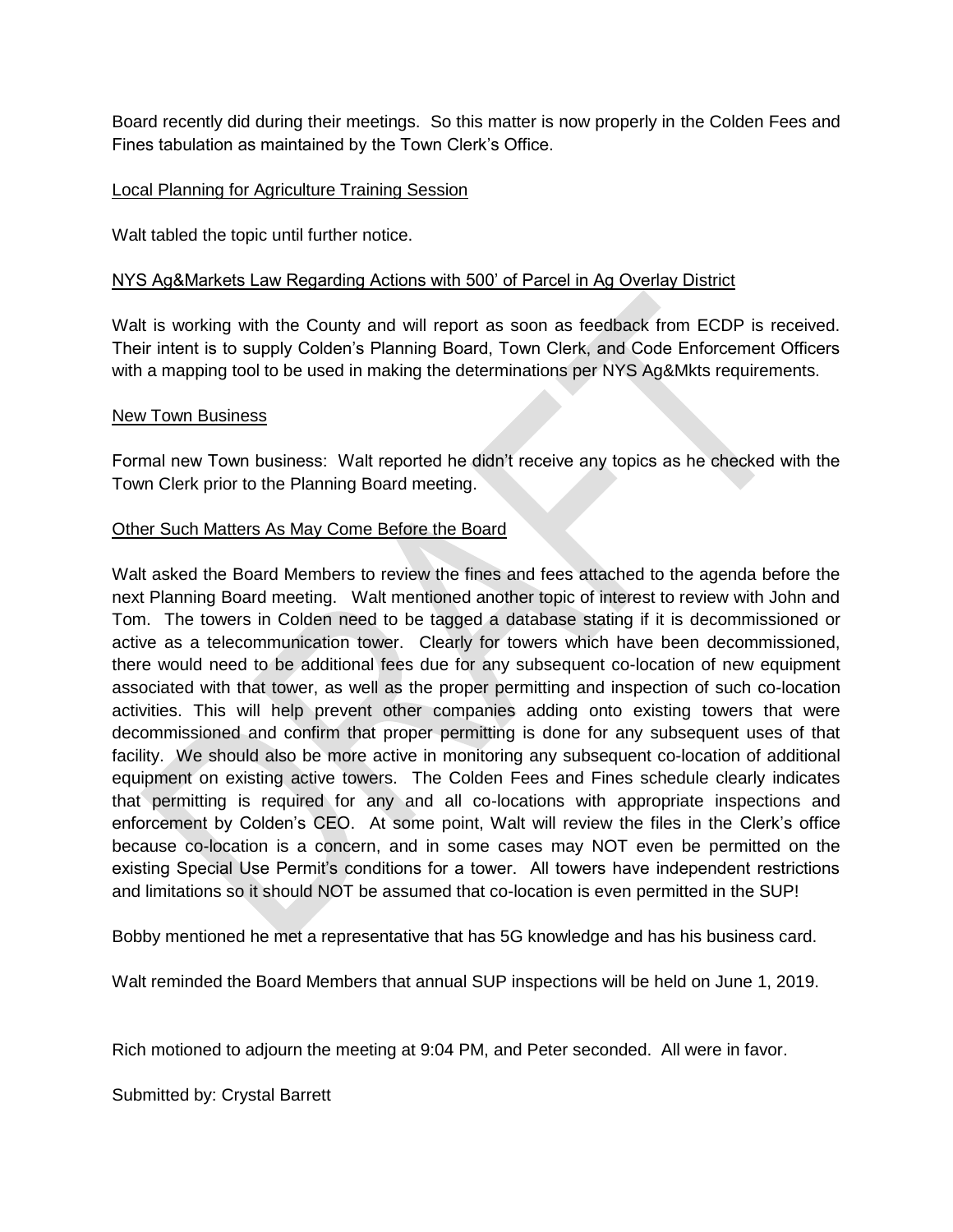Board recently did during their meetings. So this matter is now properly in the Colden Fees and Fines tabulation as maintained by the Town Clerk's Office.

Local Planning for Agriculture Training Session

Walt tabled the topic until further notice.

NYS Ag&Markets Law Regarding Actions with 500' of Parcel in Ag Overlay District

Walt is working with the County and will report as soon as feedback from ECDP is received. Their intent is to supply Colden's Planning Board, Town Clerk, and Code Enforcement Officers with a mapping tool to be used in making the determinations per NYS Ag&Mkts requirements.

New Town Business

Formal new Town business: Walt reported he didn't receive any topics as he checked with the Town Clerk prior to the Planning Board meeting.

Other Such Matters As May Come Before the Board

Walt asked the Board Members to review the fines and fees attached to the agenda before the next Planning Board meeting. Walt mentioned another topic of interest to review with John and Tom. The towers in Colden need to be tagged a database stating if it is decommissioned or active as a telecommunication tower. Clearly for towers which have been decommissioned, there would need to be additional fees due for any subsequent co-location of new equipment associated with that tower, as well as the proper permitting and inspection of such co-location activities. This will help prevent other companies adding onto existing towers that were decommissioned and confirm that proper permitting is done for any subsequent uses of that facility. We should also be more active in monitoring any subsequent co-location of additional equipment on existing active towers. The Colden Fees and Fines schedule clearly indicates that permitting is required for any and all co-locations with appropriate inspections and enforcement by Colden's CEO. At some point, Walt will review the files in the Clerk's office because co-location is a concern, and in some cases may NOT even be permitted on the existing Special Use Permit's conditions for a tower. All towers have independent restrictions and limitations so it should NOT be assumed that co-location is even permitted in the SUP!

Bobby mentioned he met a representative that has 5G knowledge and has his business card.

Walt reminded the Board Members that annual SUP inspections will be held on June 1, 2019.

Rich motioned to adjourn the meeting at 9:04 PM, and Peter seconded. All were in favor.

Submitted by: Crystal Barrett